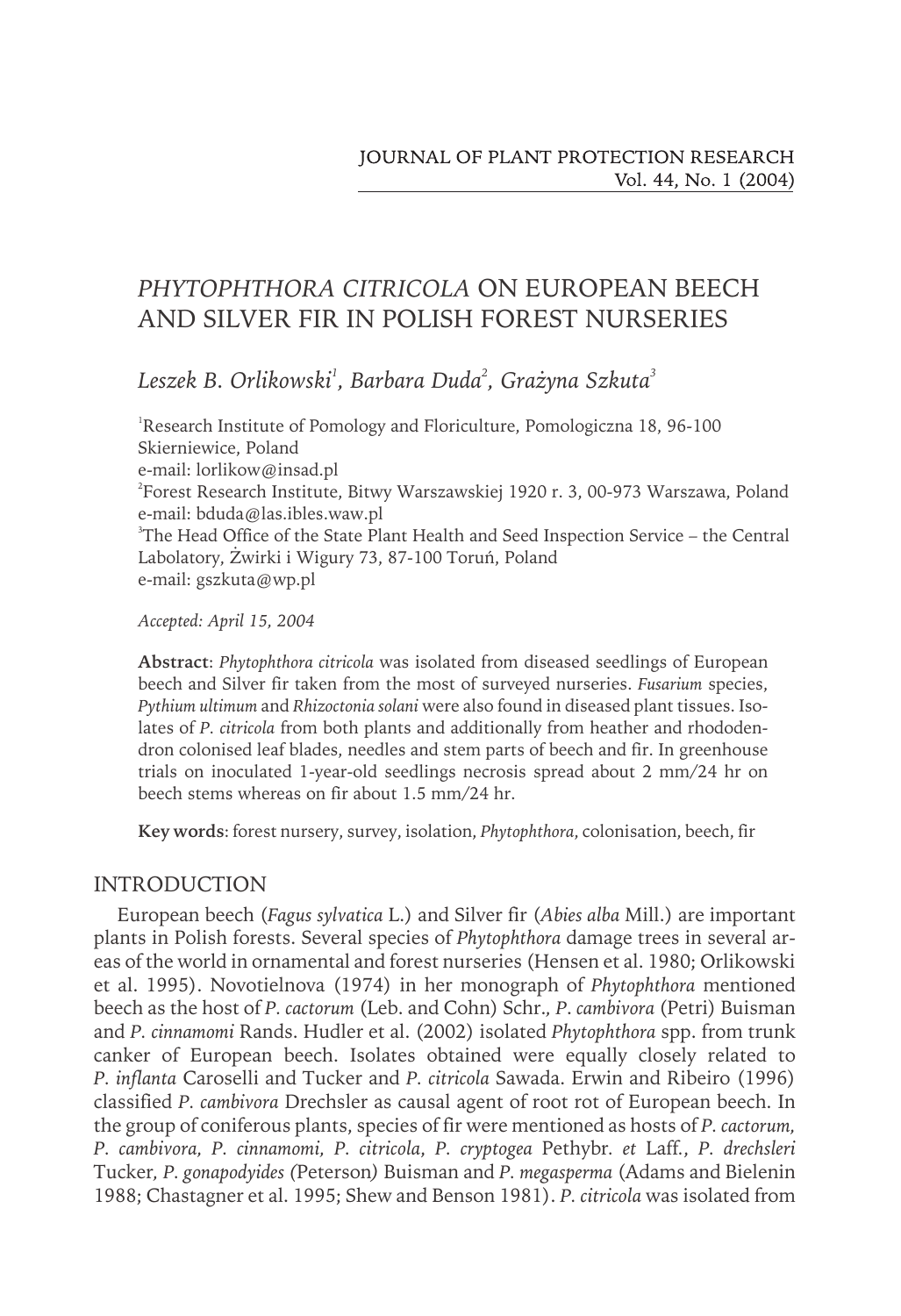# *PHYTOPHTHORA CITRICOLA* ON EUROPEAN BEECH AND SILVER FIR IN POLISH FOREST NURSERIES

*Leszek B. Orlikowski*[1], *Barbara Duda*[2], *Grażyna Szkuta*[3]

[1]Research Institute of Pomology and Floriculture, Pomologiczna 18, 96-100 Skierniewice, Poland
e-mail: lorlikow@insad.pl
[2]Forest Research Institute, Bitwy Warszawskiej 1920 r. 3, 00-973 Warszawa, Poland
e-mail: bduda@las.ibles.waw.pl
[3]The Head Office of the State Plant Health and Seed Inspection Service – the Central Labolatory, Żwirki i Wigury 73, 87-100 Toruń, Poland
e-mail: gszkuta@wp.pl

*Accepted: April 15, 2004*

**Abstract**: *Phytophthora citricola* was isolated from diseased seedlings of European beech and Silver fir taken from the most of surveyed nurseries. *Fusarium* species, *Pythium ultimum* and *Rhizoctonia solani* were also found in diseased plant tissues. Isolates of *P. citricola* from both plants and additionally from heather and rhododendron colonised leaf blades, needles and stem parts of beech and fir. In greenhouse trials on inoculated 1-year-old seedlings necrosis spread about 2 mm/24 hr on beech stems whereas on fir about 1.5 mm/24 hr.

**Key words**: forest nursery, survey, isolation, *Phytophthora*, colonisation, beech, fir

## INTRODUCTION

European beech (*Fagus sylvatica* L.) and Silver fir (*Abies alba* Mill.) are important plants in Polish forests. Several species of *Phytophthora* damage trees in several areas of the world in ornamental and forest nurseries (Hensen et al. 1980; Orlikowski et al. 1995). Novotielnova (1974) in her monograph of *Phytophthora* mentioned beech as the host of *P. cactorum* (Leb. and Cohn) Schr., *P. cambivora* (Petri) Buisman and *P. cinnamomi* Rands. Hudler et al. (2002) isolated *Phytophthora* spp. from trunk canker of European beech. Isolates obtained were equally closely related to *P. inflanta* Caroselli and Tucker and *P. citricola* Sawada. Erwin and Ribeiro (1996) classified *P. cambivora* Drechsler as causal agent of root rot of European beech. In the group of coniferous plants, species of fir were mentioned as hosts of *P. cactorum, P. cambivora, P. cinnamomi, P. citricola, P. cryptogea* Pethybr. *et* Laff., *P. drechsleri* Tucker, *P. gonapodyides (*Peterson*)* Buisman and *P. megasperma* (Adams and Bielenin 1988; Chastagner et al. 1995; Shew and Benson 1981). *P. citricola* was isolated from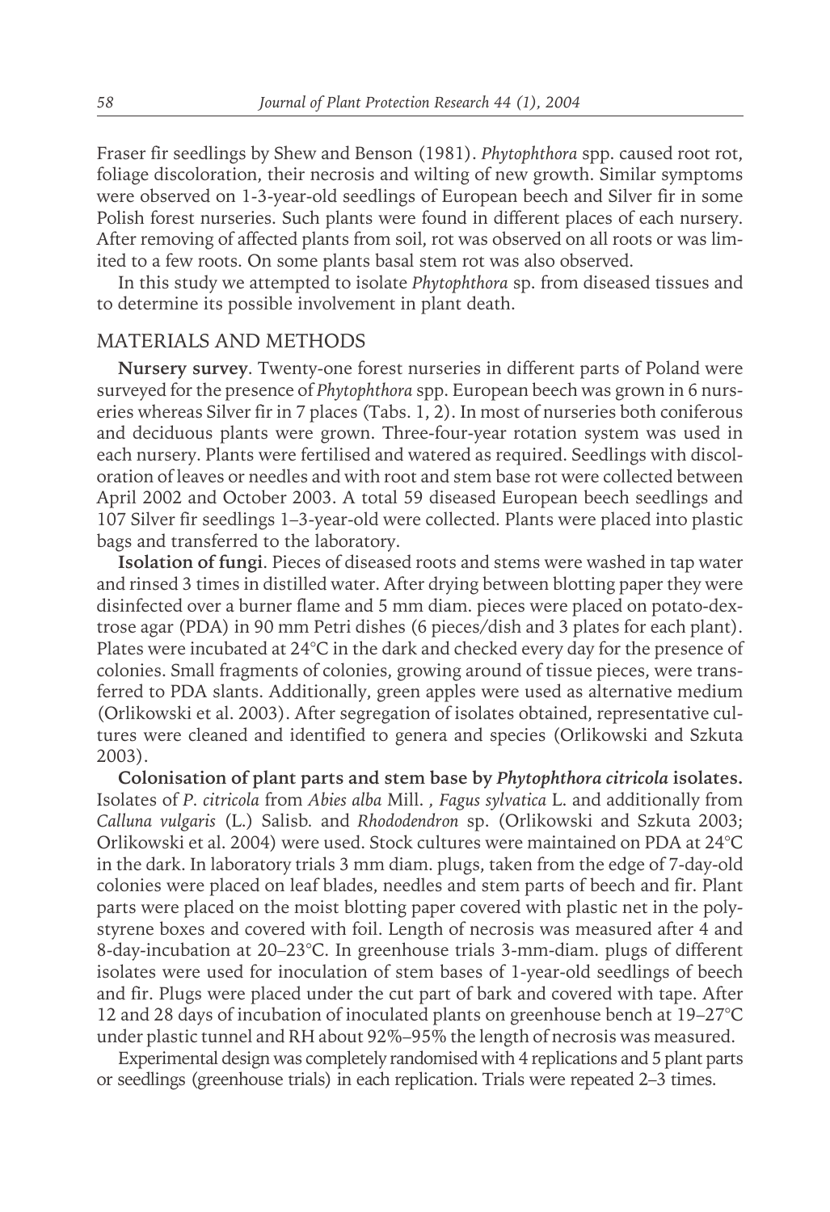Fraser fir seedlings by Shew and Benson (1981). *Phytophthora* spp. caused root rot, foliage discoloration, their necrosis and wilting of new growth. Similar symptoms were observed on 1-3-year-old seedlings of European beech and Silver fir in some Polish forest nurseries. Such plants were found in different places of each nursery. After removing of affected plants from soil, rot was observed on all roots or was limited to a few roots. On some plants basal stem rot was also observed.

In this study we attempted to isolate *Phytophthora* sp. from diseased tissues and to determine its possible involvement in plant death.

## MATERIALS AND METHODS

**Nursery survey**. Twenty-one forest nurseries in different parts of Poland were surveyed for the presence of *Phytophthora* spp. European beech was grown in 6 nurseries whereas Silver fir in 7 places (Tabs. 1, 2). In most of nurseries both coniferous and deciduous plants were grown. Three-four-year rotation system was used in each nursery. Plants were fertilised and watered as required. Seedlings with discoloration of leaves or needles and with root and stem base rot were collected between April 2002 and October 2003. A total 59 diseased European beech seedlings and 107 Silver fir seedlings 1–3-year-old were collected. Plants were placed into plastic bags and transferred to the laboratory.

**Isolation of fungi**. Pieces of diseased roots and stems were washed in tap water and rinsed 3 times in distilled water. After drying between blotting paper they were disinfected over a burner flame and 5 mm diam. pieces were placed on potato-dextrose agar (PDA) in 90 mm Petri dishes (6 pieces/dish and 3 plates for each plant). Plates were incubated at 24°C in the dark and checked every day for the presence of colonies. Small fragments of colonies, growing around of tissue pieces, were transferred to PDA slants. Additionally, green apples were used as alternative medium (Orlikowski et al. 2003). After segregation of isolates obtained, representative cultures were cleaned and identified to genera and species (Orlikowski and Szkuta 2003).

**Colonisation of plant parts and stem base by *Phytophthora citricola* isolates.** Isolates of *P. citricola* from *Abies alba* Mill. , *Fagus sylvatica* L. and additionally from *Calluna vulgaris* (L.) Salisb. and *Rhododendron* sp. (Orlikowski and Szkuta 2003; Orlikowski et al. 2004) were used. Stock cultures were maintained on PDA at 24°C in the dark. In laboratory trials 3 mm diam. plugs, taken from the edge of 7-day-old colonies were placed on leaf blades, needles and stem parts of beech and fir. Plant parts were placed on the moist blotting paper covered with plastic net in the polystyrene boxes and covered with foil. Length of necrosis was measured after 4 and 8-day-incubation at 20–23°C. In greenhouse trials 3-mm-diam. plugs of different isolates were used for inoculation of stem bases of 1-year-old seedlings of beech and fir. Plugs were placed under the cut part of bark and covered with tape. After 12 and 28 days of incubation of inoculated plants on greenhouse bench at 19–27°C under plastic tunnel and RH about 92%–95% the length of necrosis was measured.

Experimental design was completely randomised with 4 replications and 5 plant parts or seedlings (greenhouse trials) in each replication. Trials were repeated 2–3 times.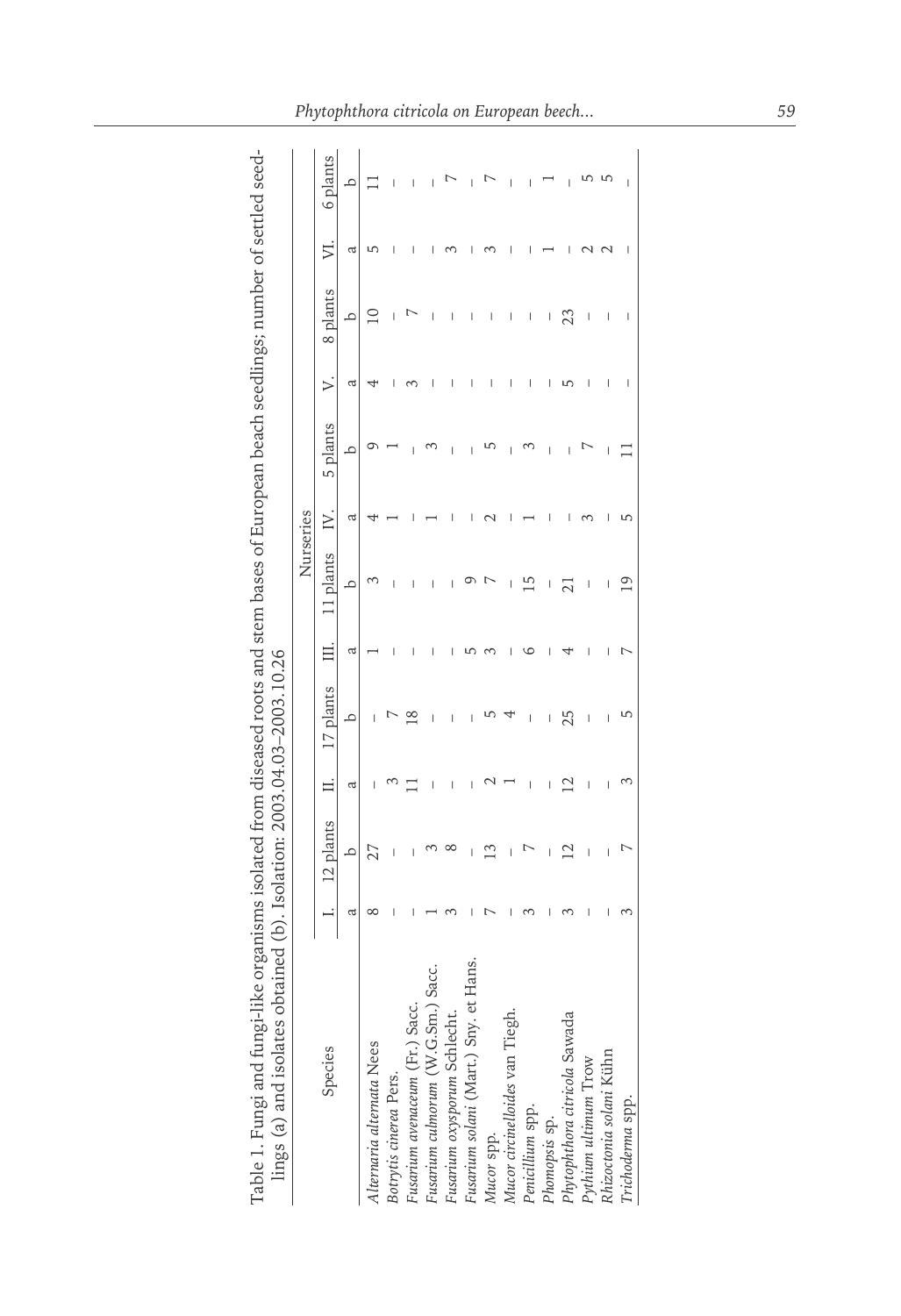Table 1. Fungi and fungi-like organisms isolated from diseased roots and stem bases of European beach seedlings; number of settled seedlings (a) and isolates obtained (b). Isolation: 2003.04.03–2003.10.26

| Species | Nurseries | | | | | | | | | | | |
|---|---|---|---|---|---|---|---|---|---|---|---|---|
| | I. | 12 plants | II. | 17 plants | III. | 11 plants | IV. | 5 plants | V. | 8 plants | VI. | 6 plants |
| | a | b | a | b | a | b | a | b | a | b | a | b |
| *Alternaria alternata* Nees | 8 | 27 | – | – | 1 | 3 | 4 | 9 | 4 | 10 | 5 | 11 |
| *Botrytis cinerea* Pers. | – | – | 3 | 7 | – | – | 1 | 1 | – | – | – | – |
| *Fusarium avenaceum* (Fr.) Sacc. | – | – | 11 | 18 | – | – | – | – | 3 | 7 | – | – |
| *Fusarium culmorum* (W.G.Sm.) Sacc. | 1 | 3 | – | – | – | – | 1 | 3 | – | – | – | – |
| *Fusarium oxysporum* Schlecht. | 3 | 8 | – | – | – | – | – | – | – | – | 3 | 7 |
| *Fusarium solani* (Mart.) Sny. et Hans. | – | – | – | – | 5 | 9 | – | – | – | – | – | – |
| *Mucor* spp. | 7 | 13 | 2 | 5 | 3 | 7 | 2 | 5 | – | – | 3 | 7 |
| *Mucor circinelloides* van Tiegh. | – | – | 1 | 4 | – | – | – | – | – | – | – | – |
| *Penicillium* spp. | 3 | 7 | – | – | 6 | 15 | 1 | 3 | – | – | – | – |
| *Phomopsis* sp. | – | – | – | – | – | – | – | – | – | – | 1 | 1 |
| *Phytophthora citricola* Sawada | 3 | 12 | 12 | 25 | 4 | 21 | – | – | 5 | 23 | – | – |
| *Pythium ultimum* Trow | – | – | – | – | – | – | 3 | 7 | – | – | 2 | 5 |
| *Rhizoctonia solani* Kühn | – | – | – | – | – | – | – | – | – | – | 2 | 5 |
| *Trichoderma* spp. | 3 | 7 | 3 | 5 | 7 | 19 | 5 | 11 | – | – | – | – |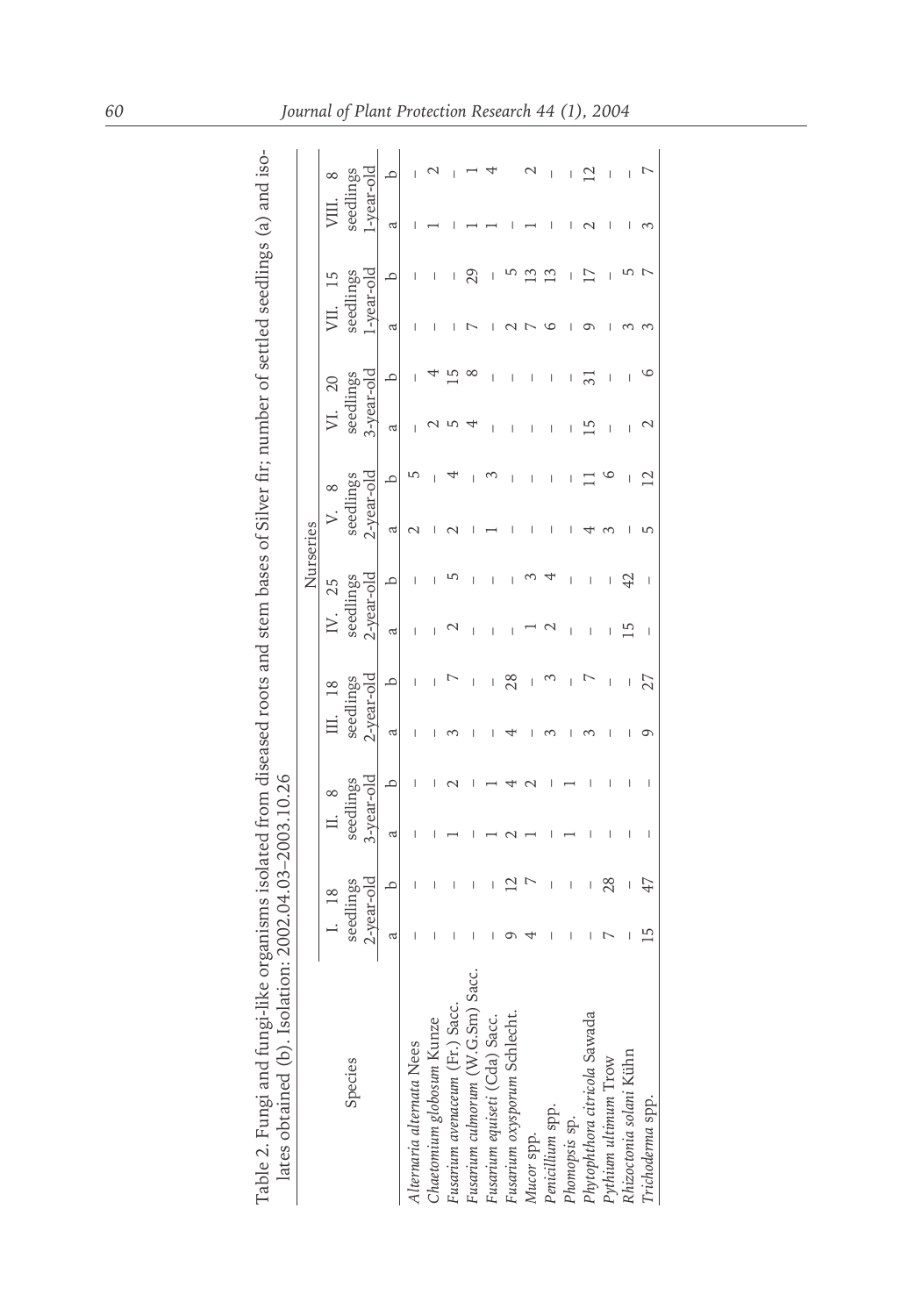Table 2. Fungi and fungi-like organisms isolated from diseased roots and stem bases of Silver fir; number of settled seedlings (a) and isolates obtained (b). Isolation: 2002.04.03–2003.10.26

| Species | Nurseries | | | | | | | | | | | | | | | |
|---|---|---|---|---|---|---|---|---|---|---|---|---|---|---|---|---|
| | I. 18 seedlings 2-year-old | | II. 8 seedlings 3-year-old | | III. 18 seedlings 2-year-old | | IV. 25 seedlings 2-year-old | | V. 8 seedlings 2-year-old | | VI. 20 seedlings 3-year-old | | VII. 15 seedlings 1-year-old | | VIII. 8 seedlings 1-year-old | |
| | a | b | a | b | a | b | a | b | a | b | a | b | a | b | a | b |
| *Alternaria alternata* Nees | – | – | – | – | – | – | – | – | 2 | 5 | – | – | – | – | – | – |
| *Chaetomium globosum* Kunze | – | – | – | – | – | – | – | – | – | – | 2 | 4 | – | – | 1 | 2 |
| *Fusarium avenaceum* (Fr.) Sacc. | – | – | 1 | 2 | 3 | 7 | 2 | 5 | 2 | 4 | 5 | 15 | – | – | – | – |
| *Fusarium culmorum* (W.G.Sm) Sacc. | – | – | – | – | – | – | – | – | – | – | 4 | 8 | 7 | 29 | 1 | 1 |
| *Fusarium equiseti* (Cda) Sacc. | – | – | 1 | 1 | – | – | – | – | 1 | 3 | – | – | – | – | 1 | 4 |
| *Fusarium oxysporum* Schlecht. | 9 | 12 | 2 | 4 | 4 | 28 | – | – | – | – | – | – | 2 | 5 | – | – |
| *Mucor* spp. | 4 | 7 | 1 | 2 | – | – | 1 | 3 | – | – | – | – | 7 | 13 | 1 | 2 |
| *Penicillium* spp. | – | – | – | – | 3 | 3 | 2 | 4 | – | – | – | – | 6 | 13 | – | – |
| *Phomopsis* sp. | – | – | 1 | 1 | – | – | – | – | – | – | – | – | – | – | – | – |
| *Phytophthora citricola* Sawada | – | – | – | – | 3 | 7 | – | – | 4 | 11 | 15 | 31 | 9 | 17 | 2 | 12 |
| *Pythium ultimum* Trow | 7 | 28 | – | – | – | – | – | – | 3 | 6 | – | – | – | – | – | – |
| *Rhizoctonia solani* Kühn | – | – | – | – | – | – | 15 | 42 | – | – | – | – | 3 | 5 | – | – |
| *Trichoderma* spp. | 15 | 47 | – | – | 9 | 27 | – | – | 5 | 12 | 2 | 6 | 3 | 7 | 3 | 7 |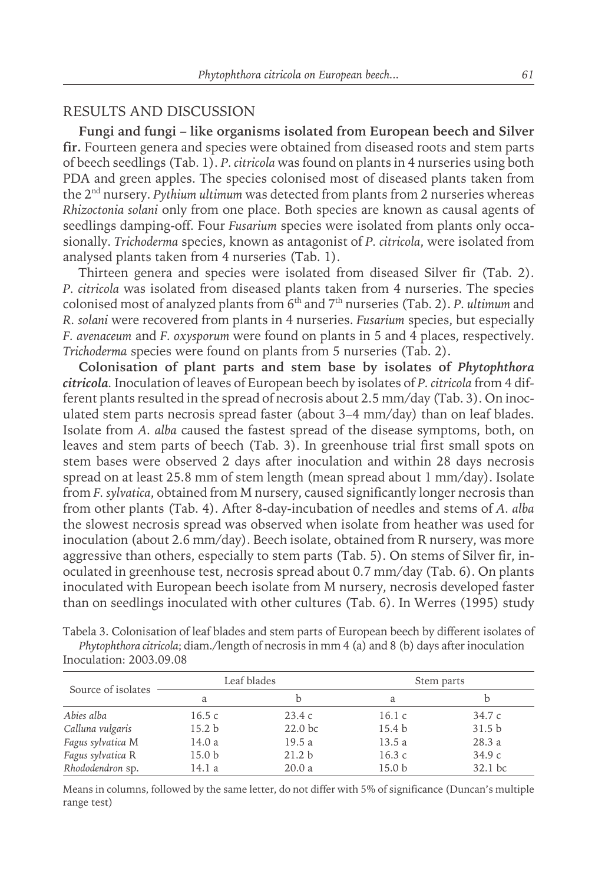## RESULTS AND DISCUSSION

**Fungi and fungi – like organisms isolated from European beech and Silver fir.** Fourteen genera and species were obtained from diseased roots and stem parts of beech seedlings (Tab. 1). *P. citricola* was found on plants in 4 nurseries using both PDA and green apples. The species colonised most of diseased plants taken from the 2[nd] nursery. *Pythium ultimum* was detected from plants from 2 nurseries whereas *Rhizoctonia solani* only from one place. Both species are known as causal agents of seedlings damping-off. Four *Fusarium* species were isolated from plants only occasionally. *Trichoderma* species, known as antagonist of *P. citricola*, were isolated from analysed plants taken from 4 nurseries (Tab. 1).

Thirteen genera and species were isolated from diseased Silver fir (Tab. 2). *P. citricola* was isolated from diseased plants taken from 4 nurseries. The species colonised most of analyzed plants from 6[th] and 7[th] nurseries (Tab. 2). *P. ultimum* and *R. solani* were recovered from plants in 4 nurseries. *Fusarium* species, but especially *F. avenaceum* and *F. oxysporum* were found on plants in 5 and 4 places, respectively. *Trichoderma* species were found on plants from 5 nurseries (Tab. 2).

**Colonisation of plant parts and stem base by isolates of *Phytophthora citricola*.** Inoculation of leaves of European beech by isolates of *P. citricola* from 4 different plants resulted in the spread of necrosis about 2.5 mm/day (Tab. 3). On inoculated stem parts necrosis spread faster (about 3–4 mm/day) than on leaf blades. Isolate from *A. alba* caused the fastest spread of the disease symptoms, both, on leaves and stem parts of beech (Tab. 3). In greenhouse trial first small spots on stem bases were observed 2 days after inoculation and within 28 days necrosis spread on at least 25.8 mm of stem length (mean spread about 1 mm/day). Isolate from *F. sylvatica*, obtained from M nursery, caused significantly longer necrosis than from other plants (Tab. 4). After 8-day-incubation of needles and stems of *A. alba* the slowest necrosis spread was observed when isolate from heather was used for inoculation (about 2.6 mm/day). Beech isolate, obtained from R nursery, was more aggressive than others, especially to stem parts (Tab. 5). On stems of Silver fir, inoculated in greenhouse test, necrosis spread about 0.7 mm/day (Tab. 6). On plants inoculated with European beech isolate from M nursery, necrosis developed faster than on seedlings inoculated with other cultures (Tab. 6). In Werres (1995) study

Tabela 3. Colonisation of leaf blades and stem parts of European beech by different isolates of *Phytophthora citricola*; diam./length of necrosis in mm 4 (a) and 8 (b) days after inoculation
Inoculation: 2003.09.08

| Source of isolates | Leaf blades | | Stem parts | |
|---|---|---|---|---|
| | a | b | a | b |
| *Abies alba* | 16.5 c | 23.4 c | 16.1 c | 34.7 c |
| *Calluna vulgaris* | 15.2 b | 22.0 bc | 15.4 b | 31.5 b |
| *Fagus sylvatica* M | 14.0 a | 19.5 a | 13.5 a | 28.3 a |
| *Fagus sylvatica* R | 15.0 b | 21.2 b | 16.3 c | 34.9 c |
| *Rhododendron* sp. | 14.1 a | 20.0 a | 15.0 b | 32.1 bc |

Means in columns, followed by the same letter, do not differ with 5% of significance (Duncan's multiple range test)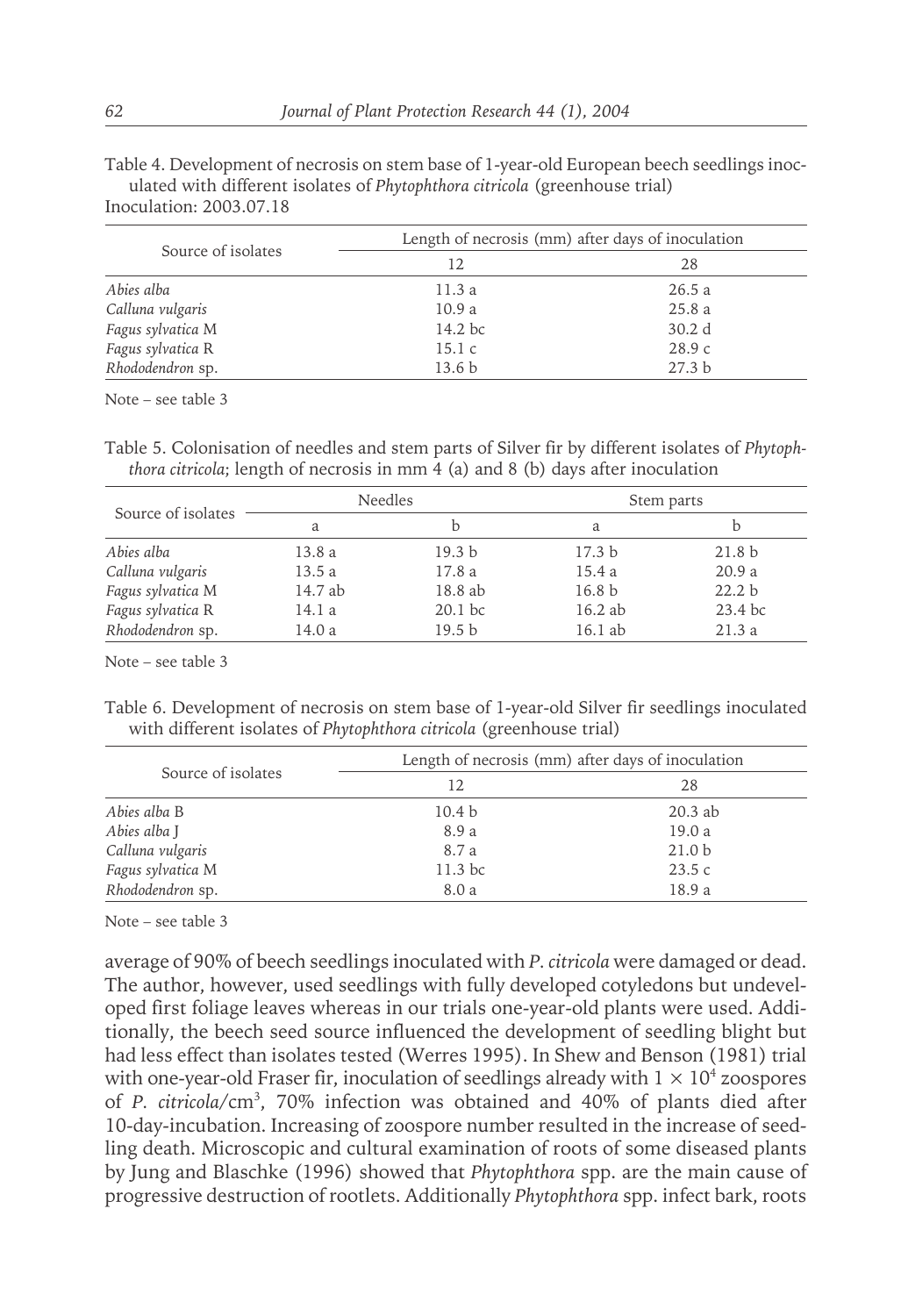Table 4. Development of necrosis on stem base of 1-year-old European beech seedlings inoculated with different isolates of *Phytophthora citricola* (greenhouse trial)
Inoculation: 2003.07.18

| Source of isolates | Length of necrosis (mm) after days of inoculation | |
|---|---|---|
| | 12 | 28 |
| *Abies alba* | 11.3 a | 26.5 a |
| *Calluna vulgaris* | 10.9 a | 25.8 a |
| *Fagus sylvatica* M | 14.2 bc | 30.2 d |
| *Fagus sylvatica* R | 15.1 c | 28.9 c |
| *Rhododendron* sp. | 13.6 b | 27.3 b |

Note – see table 3

Table 5. Colonisation of needles and stem parts of Silver fir by different isolates of *Phytophthora citricola*; length of necrosis in mm 4 (a) and 8 (b) days after inoculation

| Source of isolates | Needles | | Stem parts | |
|---|---|---|---|---|
| | a | b | a | b |
| *Abies alba* | 13.8 a | 19.3 b | 17.3 b | 21.8 b |
| *Calluna vulgaris* | 13.5 a | 17.8 a | 15.4 a | 20.9 a |
| *Fagus sylvatica* M | 14.7 ab | 18.8 ab | 16.8 b | 22.2 b |
| *Fagus sylvatica* R | 14.1 a | 20.1 bc | 16.2 ab | 23.4 bc |
| *Rhododendron* sp. | 14.0 a | 19.5 b | 16.1 ab | 21.3 a |

Note – see table 3

Table 6. Development of necrosis on stem base of 1-year-old Silver fir seedlings inoculated with different isolates of *Phytophthora citricola* (greenhouse trial)

| Source of isolates | Length of necrosis (mm) after days of inoculation | |
|---|---|---|
| | 12 | 28 |
| *Abies alba* B | 10.4 b | 20.3 ab |
| *Abies alba* J | 8.9 a | 19.0 a |
| *Calluna vulgaris* | 8.7 a | 21.0 b |
| *Fagus sylvatica* M | 11.3 bc | 23.5 c |
| *Rhododendron* sp. | 8.0 a | 18.9 a |

Note – see table 3

average of 90% of beech seedlings inoculated with *P. citricola* were damaged or dead. The author, however, used seedlings with fully developed cotyledons but undeveloped first foliage leaves whereas in our trials one-year-old plants were used. Additionally, the beech seed source influenced the development of seedling blight but had less effect than isolates tested (Werres 1995). In Shew and Benson (1981) trial with one-year-old Fraser fir, inoculation of seedlings already with $1 \times 10^4$ zoospores of *P. citricola*/cm$^3$, 70% infection was obtained and 40% of plants died after 10-day-incubation. Increasing of zoospore number resulted in the increase of seedling death. Microscopic and cultural examination of roots of some diseased plants by Jung and Blaschke (1996) showed that *Phytophthora* spp. are the main cause of progressive destruction of rootlets. Additionally *Phytophthora* spp. infect bark, roots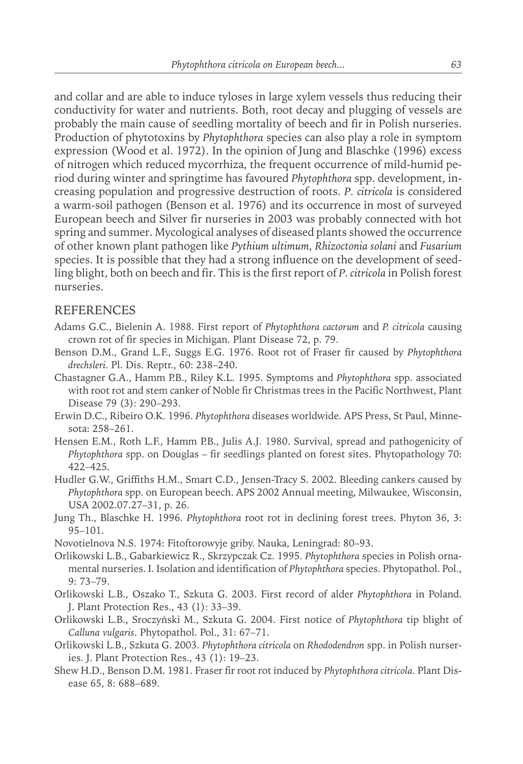and collar and are able to induce tyloses in large xylem vessels thus reducing their conductivity for water and nutrients. Both, root decay and plugging of vessels are probably the main cause of seedling mortality of beech and fir in Polish nurseries. Production of phytotoxins by *Phytophthora* species can also play a role in symptom expression (Wood et al. 1972). In the opinion of Jung and Blaschke (1996) excess of nitrogen which reduced mycorrhiza, the frequent occurrence of mild-humid period during winter and springtime has favoured *Phytophthora* spp. development, increasing population and progressive destruction of roots. *P. citricola* is considered a warm-soil pathogen (Benson et al. 1976) and its occurrence in most of surveyed European beech and Silver fir nurseries in 2003 was probably connected with hot spring and summer. Mycological analyses of diseased plants showed the occurrence of other known plant pathogen like *Pythium ultimum*, *Rhizoctonia solani* and *Fusarium* species. It is possible that they had a strong influence on the development of seedling blight, both on beech and fir. This is the first report of *P. citricola* in Polish forest nurseries.

## REFERENCES

Adams G.C., Bielenin A. 1988. First report of *Phytophthora cactorum* and *P. citricola* causing crown rot of fir species in Michigan. Plant Disease 72, p. 79.

Benson D.M., Grand L.F., Suggs E.G. 1976. Root rot of Fraser fir caused by *Phytophthora drechsleri*. Pl. Dis. Reptr., 60: 238–240.

Chastagner G.A., Hamm P.B., Riley K.L. 1995. Symptoms and *Phytophthora* spp. associated with root rot and stem canker of Noble fir Christmas trees in the Pacific Northwest, Plant Disease 79 (3): 290–293.

Erwin D.C., Ribeiro O.K. 1996. *Phytophthora* diseases worldwide. APS Press, St Paul, Minnesota: 258–261.

Hensen E.M., Roth L.F., Hamm P.B., Julis A.J. 1980. Survival, spread and pathogenicity of *Phytophthora* spp. on Douglas – fir seedlings planted on forest sites. Phytopathology 70: 422–425.

Hudler G.W., Griffiths H.M., Smart C.D., Jensen-Tracy S. 2002. Bleeding cankers caused by *Phytophthora* spp. on European beech. APS 2002 Annual meeting, Milwaukee, Wisconsin, USA 2002.07.27–31, p. 26.

Jung Th., Blaschke H. 1996. *Phytophthora* root rot in declining forest trees. Phyton 36, 3: 95–101.

Novotielnova N.S. 1974: Fitoftorowyje griby. Nauka, Leningrad: 80–93.

Orlikowski L.B., Gabarkiewicz R., Skrzypczak Cz. 1995. *Phytophthora* species in Polish ornamental nurseries. I. Isolation and identification of *Phytophthora* species. Phytopathol. Pol., 9: 73–79.

Orlikowski L.B., Oszako T., Szkuta G. 2003. First record of alder *Phytophthora* in Poland. J. Plant Protection Res., 43 (1): 33–39.

Orlikowski L.B., Sroczyński M., Szkuta G. 2004. First notice of *Phytophthora* tip blight of *Calluna vulgaris*. Phytopathol. Pol., 31: 67–71.

Orlikowski L.B., Szkuta G. 2003. *Phytophthora citricola* on *Rhododendron* spp. in Polish nurseries. J. Plant Protection Res., 43 (1): 19–23.

Shew H.D., Benson D.M. 1981. Fraser fir root rot induced by *Phytophthora citricola*. Plant Disease 65, 8: 688–689.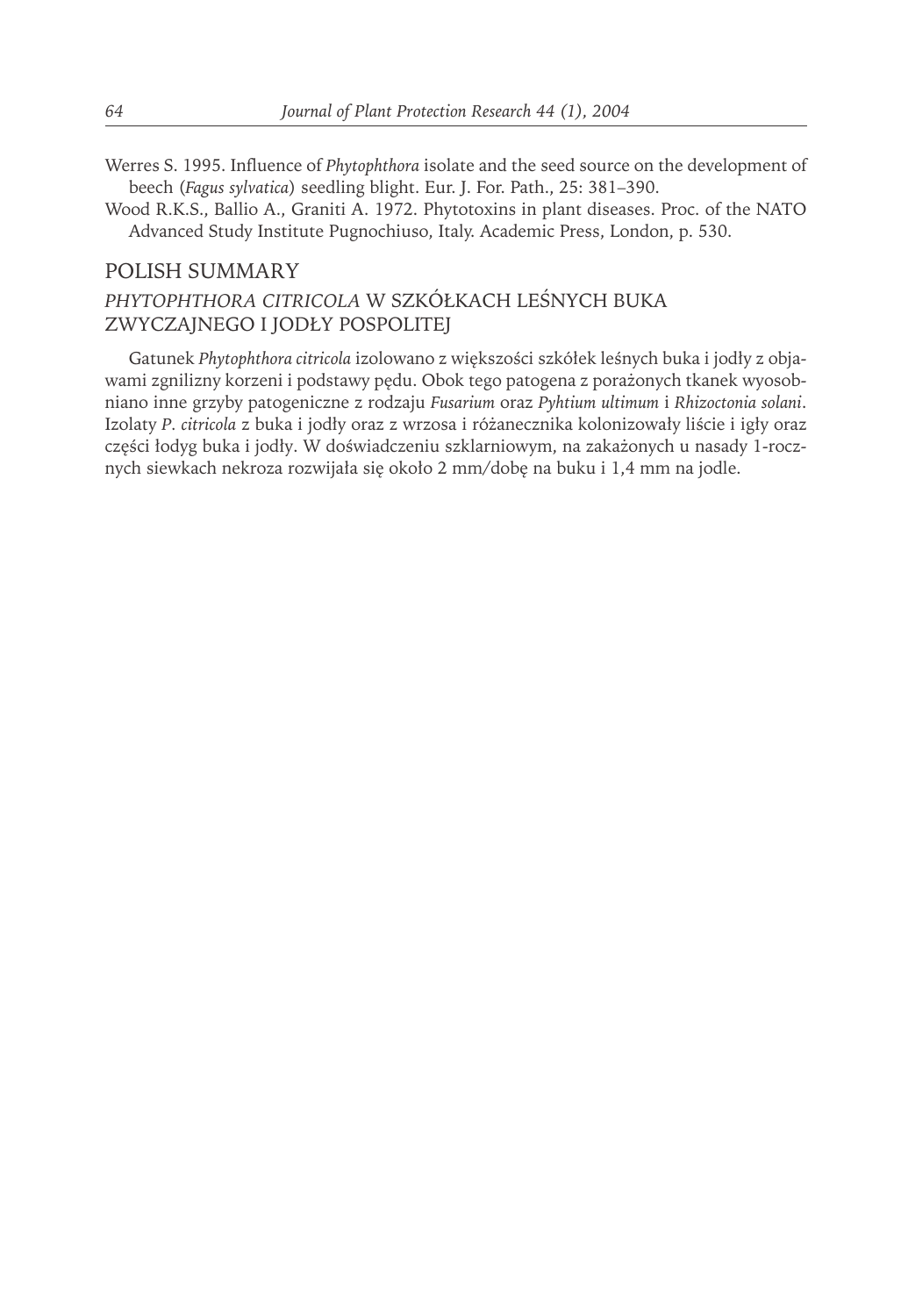Werres S. 1995. Influence of *Phytophthora* isolate and the seed source on the development of beech (*Fagus sylvatica*) seedling blight. Eur. J. For. Path., 25: 381–390.

Wood R.K.S., Ballio A., Graniti A. 1972. Phytotoxins in plant diseases. Proc. of the NATO Advanced Study Institute Pugnochiuso, Italy. Academic Press, London, p. 530.

## POLISH SUMMARY

### *PHYTOPHTHORA CITRICOLA* W SZKÓŁKACH LEŚNYCH BUKA ZWYCZAJNEGO I JODŁY POSPOLITEJ

Gatunek *Phytophthora citricola* izolowano z większości szkółek leśnych buka i jodły z objawami zgnilizny korzeni i podstawy pędu. Obok tego patogena z porażonych tkanek wyosobniano inne grzyby patogeniczne z rodzaju *Fusarium* oraz *Pyhtium ultimum* i *Rhizoctonia solani*. Izolaty *P. citricola* z buka i jodły oraz z wrzosa i różanecznika kolonizowały liście i igły oraz części łodyg buka i jodły. W doświadczeniu szklarniowym, na zakażonych u nasady 1-rocznych siewkach nekroza rozwijała się około 2 mm/dobę na buku i 1,4 mm na jodle.